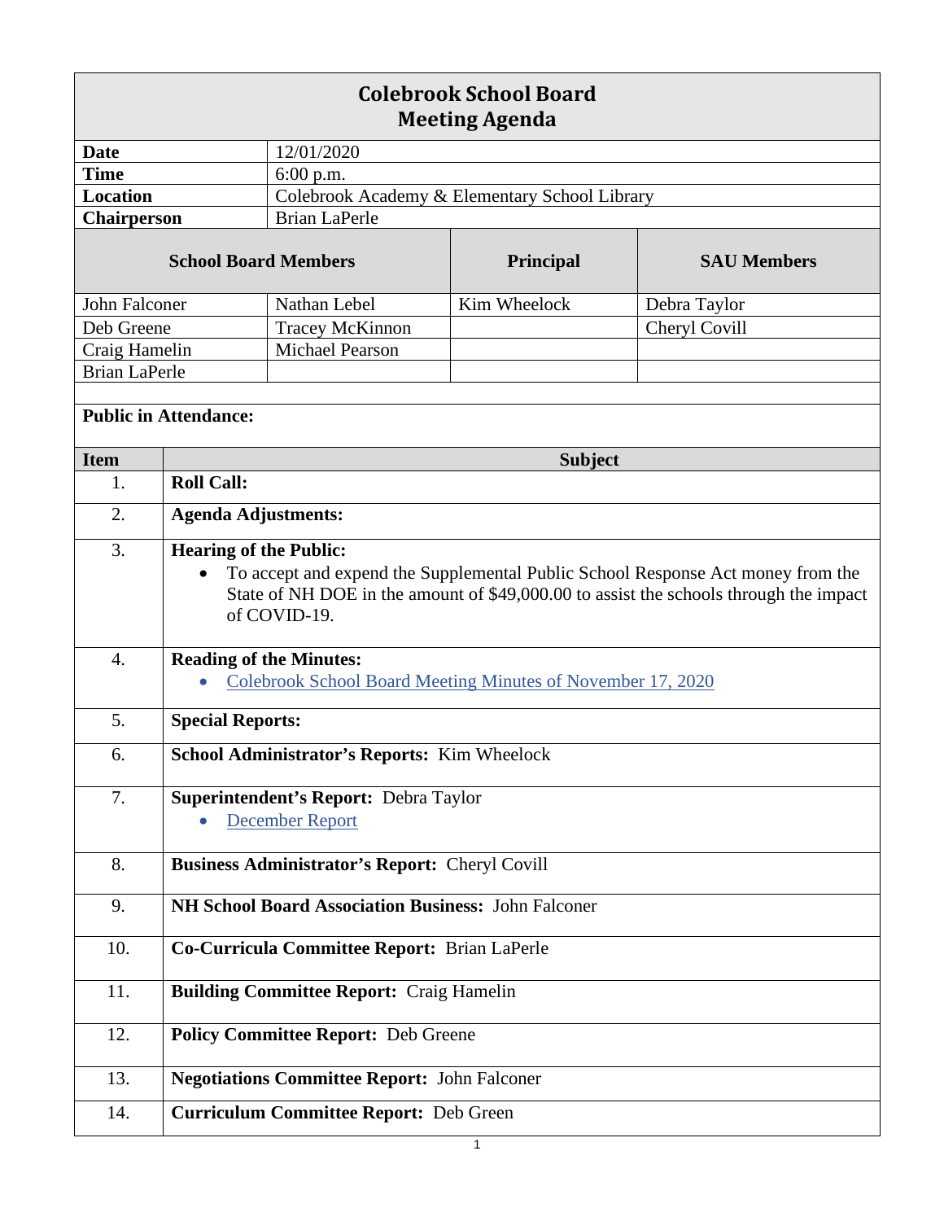# Colebrook School Board
## Meeting Agenda

| | |
|---|---|
| **Date** | 12/01/2020 |
| **Time** | 6:00 p.m. |
| **Location** | Colebrook Academy & Elementary School Library |
| **Chairperson** | Brian LaPerle |

| **School Board Members** | | **Principal** | **SAU Members** |
|---|---|---|---|
| John Falconer | Nathan Lebel | Kim Wheelock | Debra Taylor |
| Deb Greene | Tracey McKinnon | | Cheryl Covill |
| Craig Hamelin | Michael Pearson | | |
| Brian LaPerle | | | |

**Public in Attendance:**

| Item | Subject |
|---|---|
| 1. | **Roll Call:** |
| 2. | **Agenda Adjustments:** |
| 3. | **Hearing of the Public:** <br>• To accept and expend the Supplemental Public School Response Act money from the State of NH DOE in the amount of $49,000.00 to assist the schools through the impact of COVID-19. |
| 4. | **Reading of the Minutes:** <br>• Colebrook School Board Meeting Minutes of November 17, 2020 |
| 5. | **Special Reports:** |
| 6. | **School Administrator's Reports:** Kim Wheelock |
| 7. | **Superintendent's Report:** Debra Taylor <br>• December Report |
| 8. | **Business Administrator's Report:** Cheryl Covill |
| 9. | **NH School Board Association Business:** John Falconer |
| 10. | **Co-Curricula Committee Report:** Brian LaPerle |
| 11. | **Building Committee Report:** Craig Hamelin |
| 12. | **Policy Committee Report:** Deb Greene |
| 13. | **Negotiations Committee Report:** John Falconer |
| 14. | **Curriculum Committee Report:** Deb Green |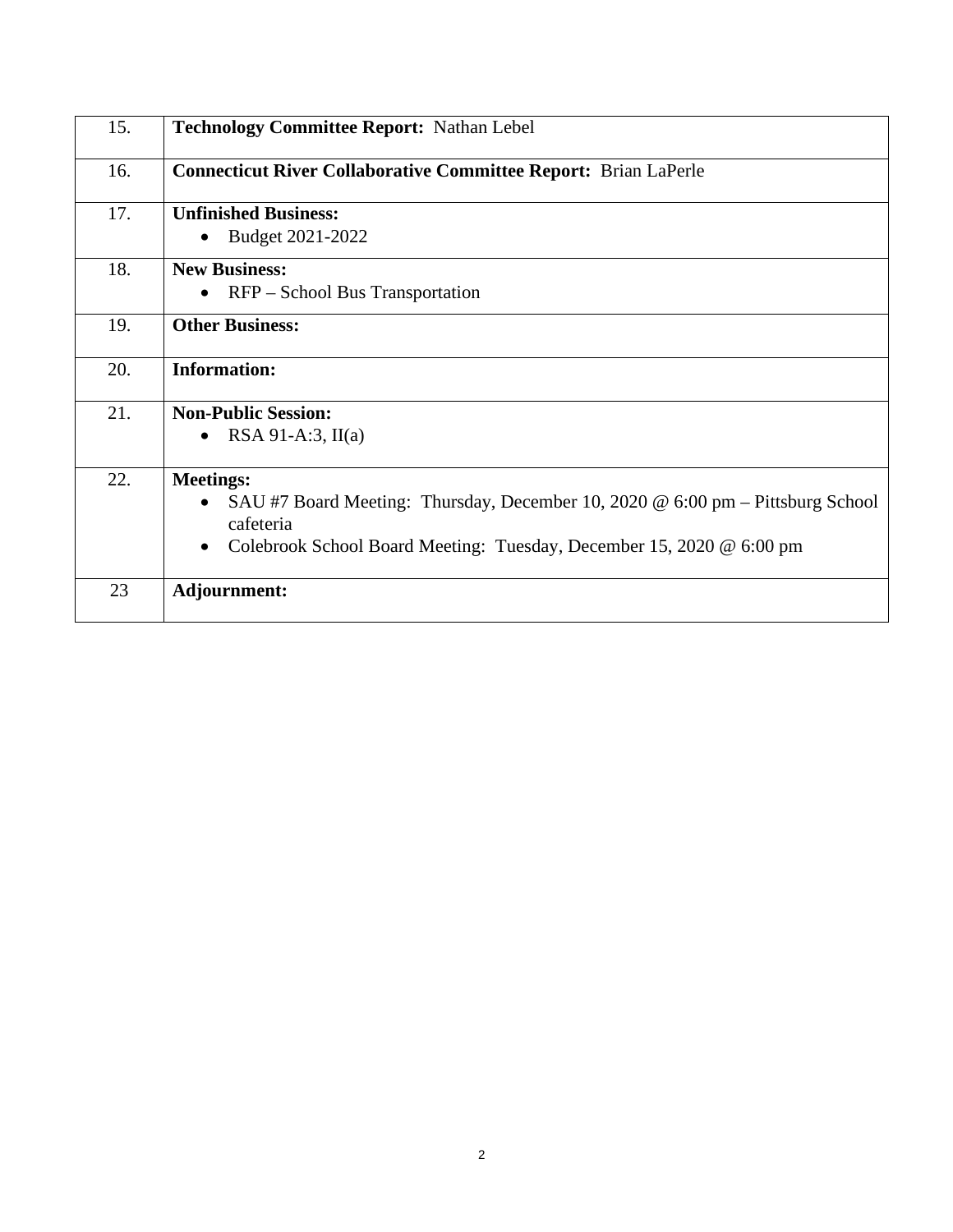| | |
|---|---|
| 15. | **Technology Committee Report:** Nathan Lebel |
| 16. | **Connecticut River Collaborative Committee Report:** Brian LaPerle |
| 17. | **Unfinished Business:**<br>• Budget 2021-2022 |
| 18. | **New Business:**<br>• RFP – School Bus Transportation |
| 19. | **Other Business:** |
| 20. | **Information:** |
| 21. | **Non-Public Session:**<br>• RSA 91-A:3, II(a) |
| 22. | **Meetings:**<br>• SAU #7 Board Meeting: Thursday, December 10, 2020 @ 6:00 pm – Pittsburg School cafeteria<br>• Colebrook School Board Meeting: Tuesday, December 15, 2020 @ 6:00 pm |
| 23 | **Adjournment:** |